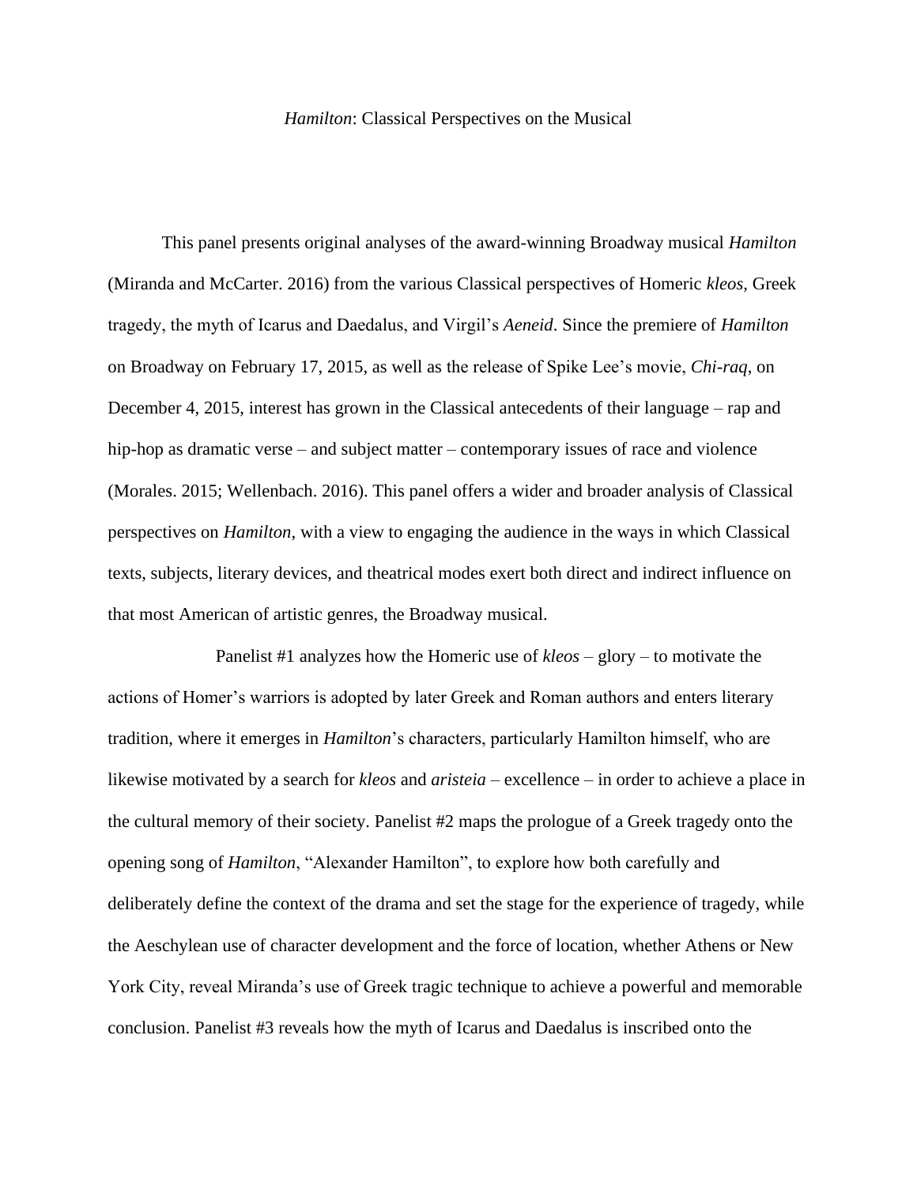# *Hamilton*: Classical Perspectives on the Musical

This panel presents original analyses of the award-winning Broadway musical *Hamilton* (Miranda and McCarter. 2016) from the various Classical perspectives of Homeric *kleos*, Greek tragedy, the myth of Icarus and Daedalus, and Virgil's *Aeneid*. Since the premiere of *Hamilton* on Broadway on February 17, 2015, as well as the release of Spike Lee's movie, *Chi-raq*, on December 4, 2015, interest has grown in the Classical antecedents of their language – rap and hip-hop as dramatic verse – and subject matter – contemporary issues of race and violence (Morales. 2015; Wellenbach. 2016). This panel offers a wider and broader analysis of Classical perspectives on *Hamilton*, with a view to engaging the audience in the ways in which Classical texts, subjects, literary devices, and theatrical modes exert both direct and indirect influence on that most American of artistic genres, the Broadway musical.

Panelist #1 analyzes how the Homeric use of *kleos* – glory – to motivate the actions of Homer's warriors is adopted by later Greek and Roman authors and enters literary tradition, where it emerges in *Hamilton*'s characters, particularly Hamilton himself, who are likewise motivated by a search for *kleos* and *aristeia* – excellence – in order to achieve a place in the cultural memory of their society. Panelist #2 maps the prologue of a Greek tragedy onto the opening song of *Hamilton*, "Alexander Hamilton", to explore how both carefully and deliberately define the context of the drama and set the stage for the experience of tragedy, while the Aeschylean use of character development and the force of location, whether Athens or New York City, reveal Miranda's use of Greek tragic technique to achieve a powerful and memorable conclusion. Panelist #3 reveals how the myth of Icarus and Daedalus is inscribed onto the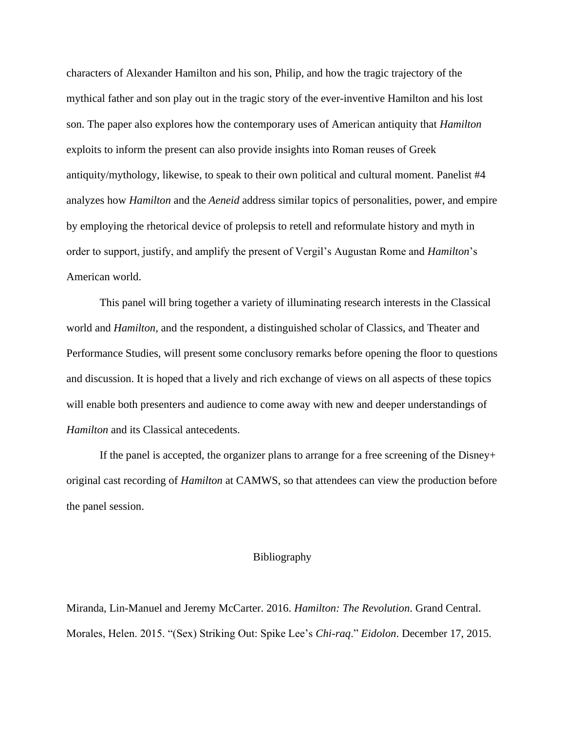characters of Alexander Hamilton and his son, Philip, and how the tragic trajectory of the mythical father and son play out in the tragic story of the ever-inventive Hamilton and his lost son. The paper also explores how the contemporary uses of American antiquity that *Hamilton* exploits to inform the present can also provide insights into Roman reuses of Greek antiquity/mythology, likewise, to speak to their own political and cultural moment. Panelist #4 analyzes how *Hamilton* and the *Aeneid* address similar topics of personalities, power, and empire by employing the rhetorical device of prolepsis to retell and reformulate history and myth in order to support, justify, and amplify the present of Vergil's Augustan Rome and *Hamilton*'s American world.

This panel will bring together a variety of illuminating research interests in the Classical world and *Hamilton*, and the respondent, a distinguished scholar of Classics, and Theater and Performance Studies, will present some conclusory remarks before opening the floor to questions and discussion. It is hoped that a lively and rich exchange of views on all aspects of these topics will enable both presenters and audience to come away with new and deeper understandings of *Hamilton* and its Classical antecedents.

If the panel is accepted, the organizer plans to arrange for a free screening of the Disney+ original cast recording of *Hamilton* at CAMWS, so that attendees can view the production before the panel session.

## Bibliography

Miranda, Lin-Manuel and Jeremy McCarter. 2016. *Hamilton: The Revolution*. Grand Central.

Morales, Helen. 2015. "(Sex) Striking Out: Spike Lee's *Chi-raq*." *Eidolon*. December 17, 2015.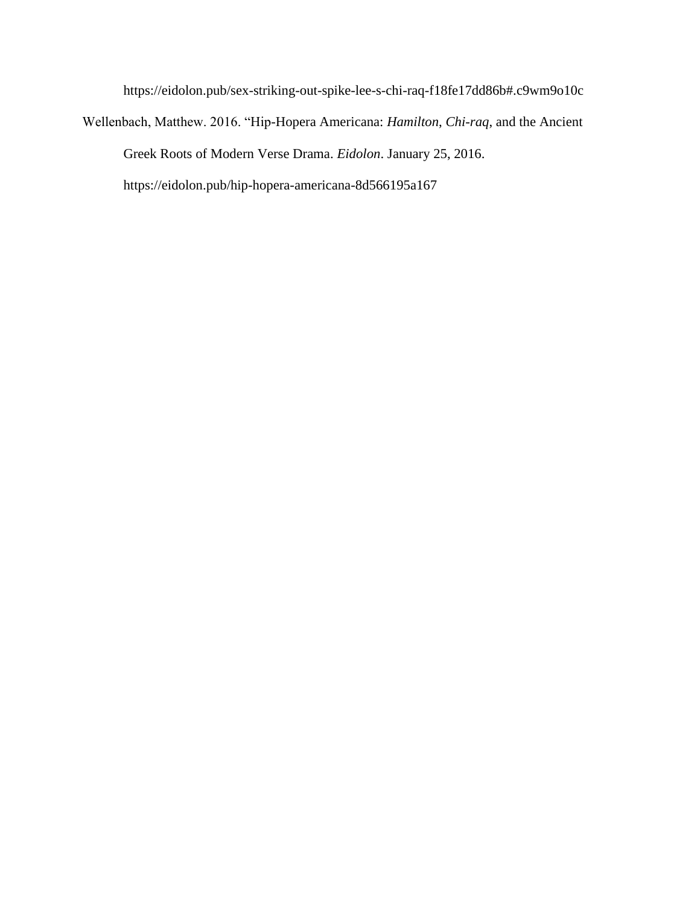https://eidolon.pub/sex-striking-out-spike-lee-s-chi-raq-f18fe17dd86b#.c9wm9o10c

Wellenbach, Matthew. 2016. “Hip-Hopera Americana: *Hamilton*, *Chi-raq*, and the Ancient Greek Roots of Modern Verse Drama. *Eidolon*. January 25, 2016. https://eidolon.pub/hip-hopera-americana-8d566195a167